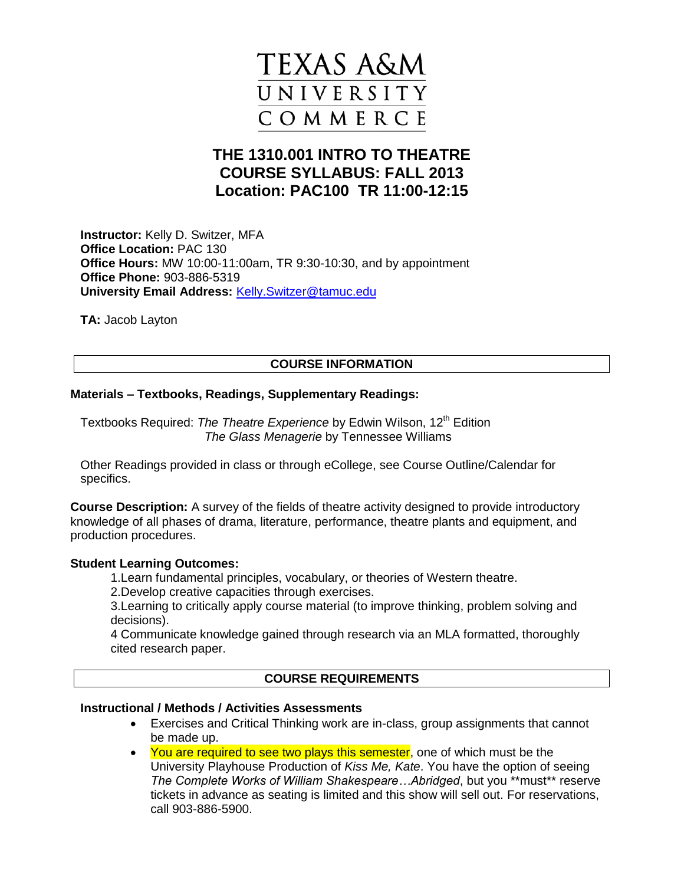# TEXAS A&M UNIVERSITY COMMERCE

## THE 1310.001 INTRO TO THEATRE
## COURSE SYLLABUS: FALL 2013
## Location: PAC100 TR 11:00-12:15

**Instructor:** Kelly D. Switzer, MFA
**Office Location:** PAC 130
**Office Hours:** MW 10:00-11:00am, TR 9:30-10:30, and by appointment
**Office Phone:** 903-886-5319
**University Email Address:** Kelly.Switzer@tamuc.edu

**TA:** Jacob Layton

## COURSE INFORMATION

### Materials – Textbooks, Readings, Supplementary Readings:

Textbooks Required: *The Theatre Experience* by Edwin Wilson, 12th Edition
*The Glass Menagerie* by Tennessee Williams

Other Readings provided in class or through eCollege, see Course Outline/Calendar for specifics.

**Course Description:** A survey of the fields of theatre activity designed to provide introductory knowledge of all phases of drama, literature, performance, theatre plants and equipment, and production procedures.

### Student Learning Outcomes:

1.Learn fundamental principles, vocabulary, or theories of Western theatre.
2.Develop creative capacities through exercises.
3.Learning to critically apply course material (to improve thinking, problem solving and decisions).
4 Communicate knowledge gained through research via an MLA formatted, thoroughly cited research paper.

## COURSE REQUIREMENTS

### Instructional / Methods / Activities Assessments

- Exercises and Critical Thinking work are in-class, group assignments that cannot be made up.
- You are required to see two plays this semester, one of which must be the University Playhouse Production of *Kiss Me, Kate*. You have the option of seeing *The Complete Works of William Shakespeare…Abridged*, but you **must** reserve tickets in advance as seating is limited and this show will sell out. For reservations, call 903-886-5900.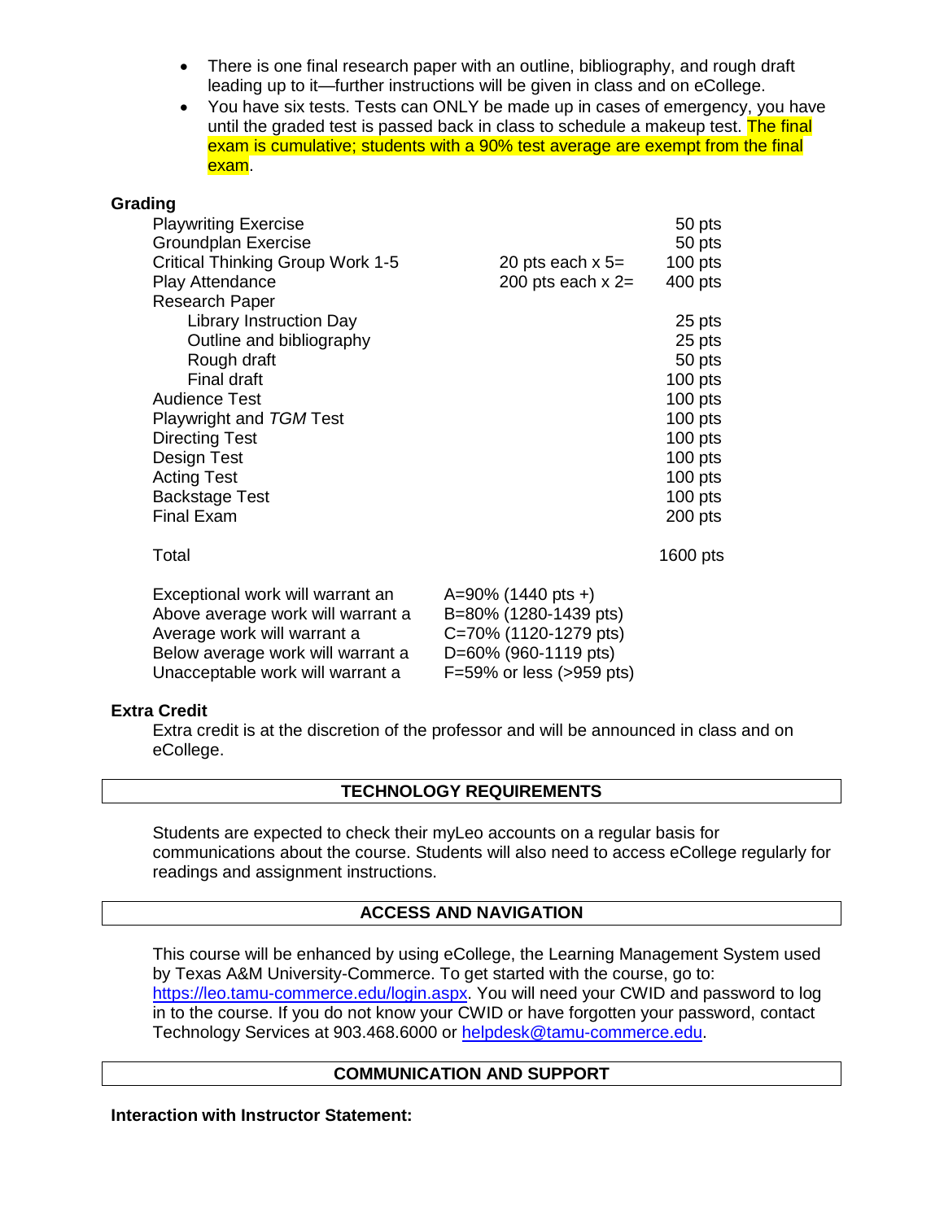- There is one final research paper with an outline, bibliography, and rough draft leading up to it—further instructions will be given in class and on eCollege.
- You have six tests. Tests can ONLY be made up in cases of emergency, you have until the graded test is passed back in class to schedule a makeup test. The final exam is cumulative; students with a 90% test average are exempt from the final exam.

**Grading**

| | | |
|---|---|---|
| Playwriting Exercise | | 50 pts |
| Groundplan Exercise | | 50 pts |
| Critical Thinking Group Work 1-5 | 20 pts each x 5= | 100 pts |
| Play Attendance | 200 pts each x 2= | 400 pts |
| Research Paper | | |
| Library Instruction Day | | 25 pts |
| Outline and bibliography | | 25 pts |
| Rough draft | | 50 pts |
| Final draft | | 100 pts |
| Audience Test | | 100 pts |
| Playwright and *TGM* Test | | 100 pts |
| Directing Test | | 100 pts |
| Design Test | | 100 pts |
| Acting Test | | 100 pts |
| Backstage Test | | 100 pts |
| Final Exam | | 200 pts |
| Total | | 1600 pts |

| | |
|---|---|
| Exceptional work will warrant an | A=90% (1440 pts +) |
| Above average work will warrant a | B=80% (1280-1439 pts) |
| Average work will warrant a | C=70% (1120-1279 pts) |
| Below average work will warrant a | D=60% (960-1119 pts) |
| Unacceptable work will warrant a | F=59% or less (>959 pts) |

**Extra Credit**

Extra credit is at the discretion of the professor and will be announced in class and on eCollege.

## TECHNOLOGY REQUIREMENTS

Students are expected to check their myLeo accounts on a regular basis for communications about the course. Students will also need to access eCollege regularly for readings and assignment instructions.

## ACCESS AND NAVIGATION

This course will be enhanced by using eCollege, the Learning Management System used by Texas A&M University-Commerce. To get started with the course, go to: https://leo.tamu-commerce.edu/login.aspx. You will need your CWID and password to log in to the course. If you do not know your CWID or have forgotten your password, contact Technology Services at 903.468.6000 or helpdesk@tamu-commerce.edu.

## COMMUNICATION AND SUPPORT

**Interaction with Instructor Statement:**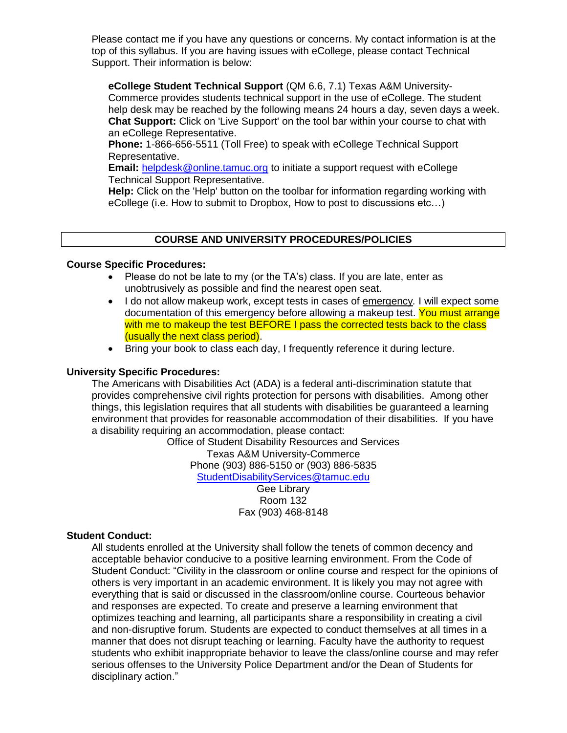Please contact me if you have any questions or concerns. My contact information is at the top of this syllabus. If you are having issues with eCollege, please contact Technical Support. Their information is below:

**eCollege Student Technical Support** (QM 6.6, 7.1) Texas A&M University-Commerce provides students technical support in the use of eCollege. The student help desk may be reached by the following means 24 hours a day, seven days a week.
**Chat Support:** Click on 'Live Support' on the tool bar within your course to chat with an eCollege Representative.
**Phone:** 1-866-656-5511 (Toll Free) to speak with eCollege Technical Support Representative.
**Email:** helpdesk@online.tamuc.org to initiate a support request with eCollege Technical Support Representative.
**Help:** Click on the 'Help' button on the toolbar for information regarding working with eCollege (i.e. How to submit to Dropbox, How to post to discussions etc…)

## COURSE AND UNIVERSITY PROCEDURES/POLICIES

**Course Specific Procedures:**

- Please do not be late to my (or the TA's) class. If you are late, enter as unobtrusively as possible and find the nearest open seat.
- I do not allow makeup work, except tests in cases of emergency. I will expect some documentation of this emergency before allowing a makeup test. You must arrange with me to makeup the test BEFORE I pass the corrected tests back to the class (usually the next class period).
- Bring your book to class each day, I frequently reference it during lecture.

**University Specific Procedures:**

The Americans with Disabilities Act (ADA) is a federal anti-discrimination statute that provides comprehensive civil rights protection for persons with disabilities. Among other things, this legislation requires that all students with disabilities be guaranteed a learning environment that provides for reasonable accommodation of their disabilities. If you have a disability requiring an accommodation, please contact:

Office of Student Disability Resources and Services
Texas A&M University-Commerce
Phone (903) 886-5150 or (903) 886-5835
StudentDisabilityServices@tamuc.edu
Gee Library
Room 132
Fax (903) 468-8148

**Student Conduct:**

All students enrolled at the University shall follow the tenets of common decency and acceptable behavior conducive to a positive learning environment. From the Code of Student Conduct: "Civility in the classroom or online course and respect for the opinions of others is very important in an academic environment. It is likely you may not agree with everything that is said or discussed in the classroom/online course. Courteous behavior and responses are expected. To create and preserve a learning environment that optimizes teaching and learning, all participants share a responsibility in creating a civil and non-disruptive forum. Students are expected to conduct themselves at all times in a manner that does not disrupt teaching or learning. Faculty have the authority to request students who exhibit inappropriate behavior to leave the class/online course and may refer serious offenses to the University Police Department and/or the Dean of Students for disciplinary action."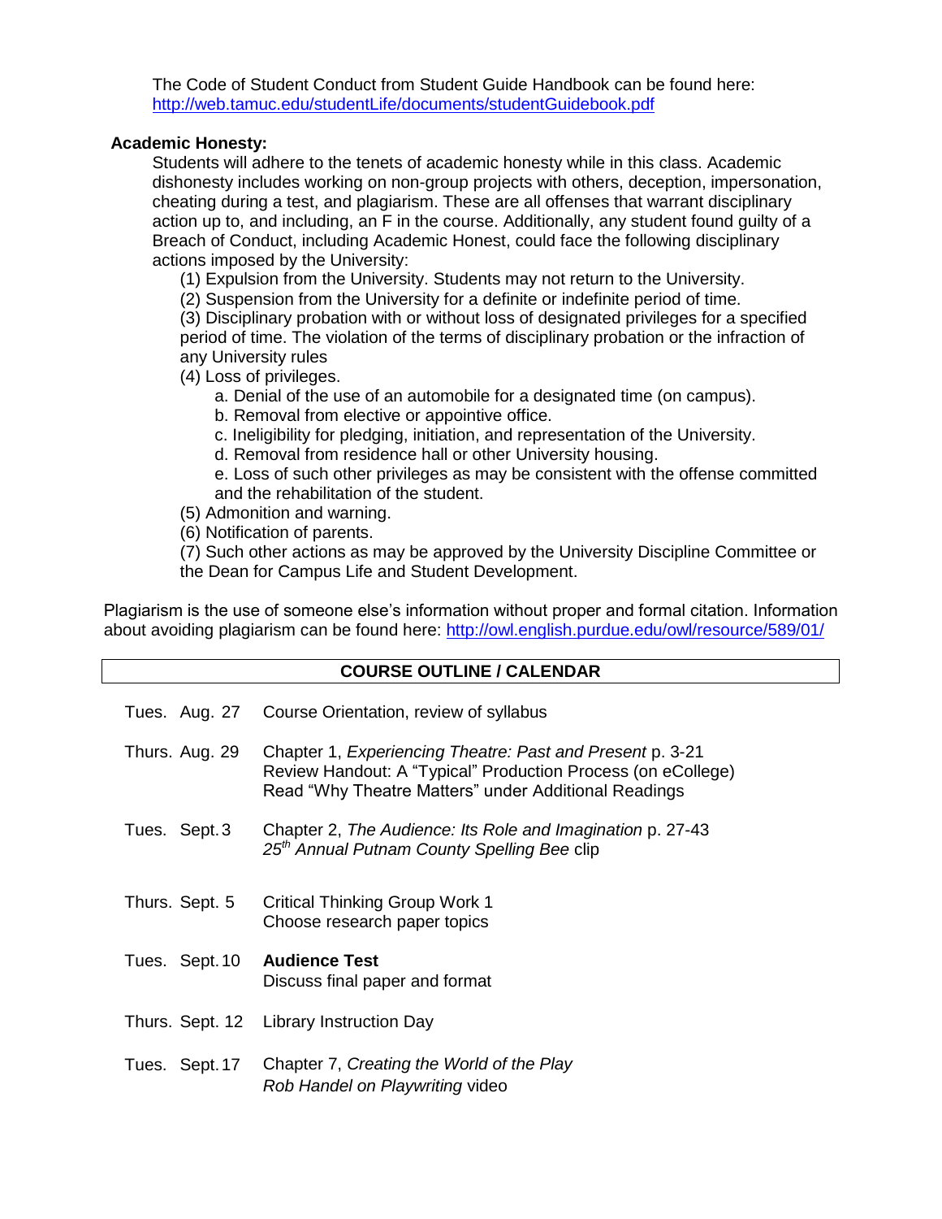The Code of Student Conduct from Student Guide Handbook can be found here: http://web.tamuc.edu/studentLife/documents/studentGuidebook.pdf

**Academic Honesty:**

Students will adhere to the tenets of academic honesty while in this class. Academic dishonesty includes working on non-group projects with others, deception, impersonation, cheating during a test, and plagiarism. These are all offenses that warrant disciplinary action up to, and including, an F in the course. Additionally, any student found guilty of a Breach of Conduct, including Academic Honest, could face the following disciplinary actions imposed by the University:

(1) Expulsion from the University. Students may not return to the University.
(2) Suspension from the University for a definite or indefinite period of time.
(3) Disciplinary probation with or without loss of designated privileges for a specified period of time. The violation of the terms of disciplinary probation or the infraction of any University rules
(4) Loss of privileges.
 a. Denial of the use of an automobile for a designated time (on campus).
 b. Removal from elective or appointive office.
 c. Ineligibility for pledging, initiation, and representation of the University.
 d. Removal from residence hall or other University housing.
 e. Loss of such other privileges as may be consistent with the offense committed and the rehabilitation of the student.
(5) Admonition and warning.
(6) Notification of parents.
(7) Such other actions as may be approved by the University Discipline Committee or the Dean for Campus Life and Student Development.

Plagiarism is the use of someone else's information without proper and formal citation. Information about avoiding plagiarism can be found here: http://owl.english.purdue.edu/owl/resource/589/01/

## COURSE OUTLINE / CALENDAR

| | |
|---|---|
| Tues. Aug. 27 | Course Orientation, review of syllabus |
| Thurs. Aug. 29 | Chapter 1, *Experiencing Theatre: Past and Present* p. 3-21<br>Review Handout: A "Typical" Production Process (on eCollege)<br>Read "Why Theatre Matters" under Additional Readings |
| Tues. Sept. 3 | Chapter 2, *The Audience: Its Role and Imagination* p. 27-43<br>*25th Annual Putnam County Spelling Bee* clip |
| Thurs. Sept. 5 | Critical Thinking Group Work 1<br>Choose research paper topics |
| Tues. Sept. 10 | **Audience Test**<br>Discuss final paper and format |
| Thurs. Sept. 12 | Library Instruction Day |
| Tues. Sept. 17 | Chapter 7, *Creating the World of the Play*<br>*Rob Handel on Playwriting* video |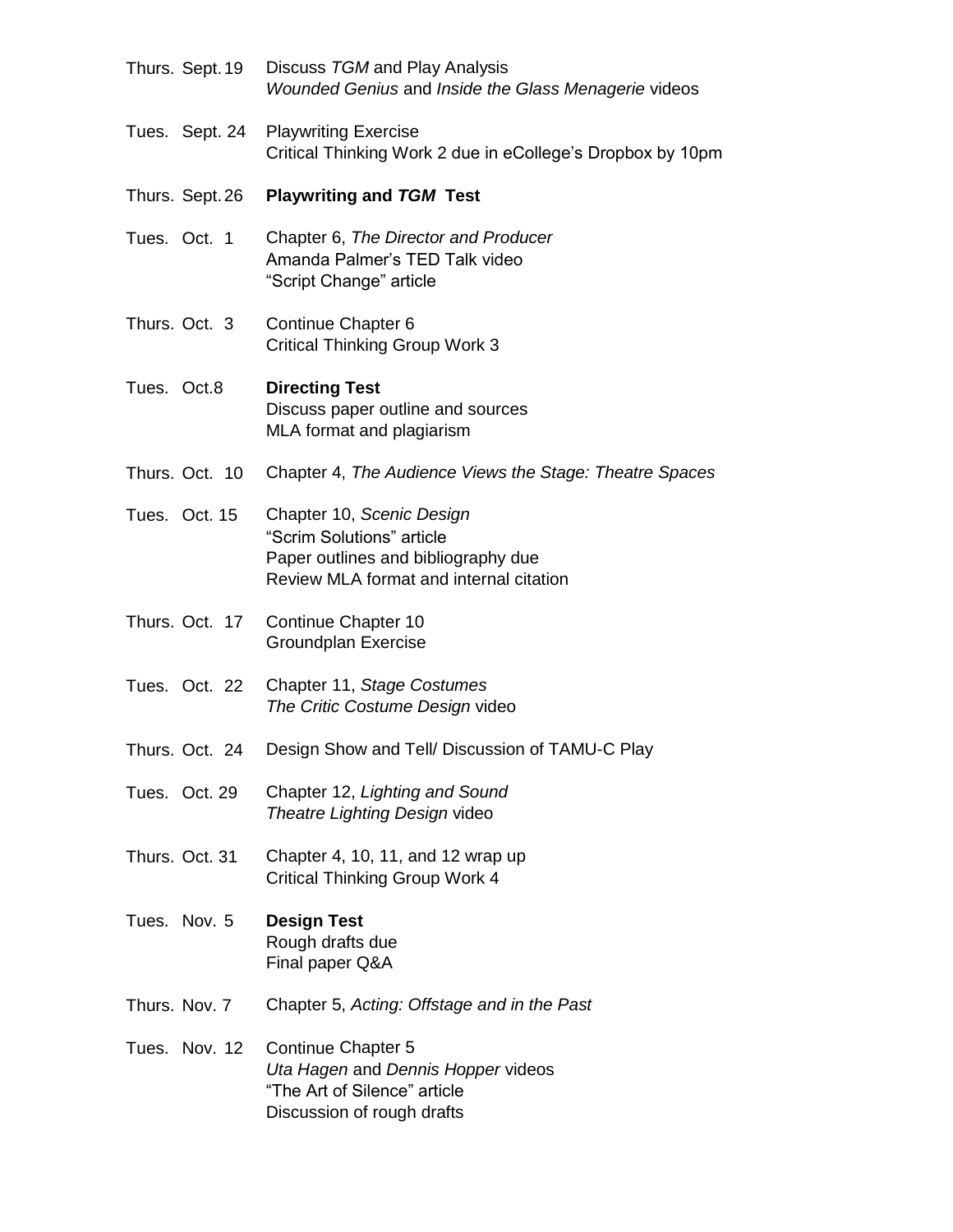| | |
|---|---|
| Thurs. Sept. 19 | Discuss *TGM* and Play Analysis<br>*Wounded Genius* and *Inside the Glass Menagerie* videos |
| Tues. Sept. 24 | Playwriting Exercise<br>Critical Thinking Work 2 due in eCollege's Dropbox by 10pm |
| Thurs. Sept. 26 | **Playwriting and *TGM* Test** |
| Tues. Oct. 1 | Chapter 6, *The Director and Producer*<br>Amanda Palmer's TED Talk video<br>"Script Change" article |
| Thurs. Oct. 3 | Continue Chapter 6<br>Critical Thinking Group Work 3 |
| Tues. Oct.8 | **Directing Test**<br>Discuss paper outline and sources<br>MLA format and plagiarism |
| Thurs. Oct. 10 | Chapter 4, *The Audience Views the Stage: Theatre Spaces* |
| Tues. Oct. 15 | Chapter 10, *Scenic Design*<br>"Scrim Solutions" article<br>Paper outlines and bibliography due<br>Review MLA format and internal citation |
| Thurs. Oct. 17 | Continue Chapter 10<br>Groundplan Exercise |
| Tues. Oct. 22 | Chapter 11, *Stage Costumes*<br>*The Critic Costume Design* video |
| Thurs. Oct. 24 | Design Show and Tell/ Discussion of TAMU-C Play |
| Tues. Oct. 29 | Chapter 12, *Lighting and Sound*<br>*Theatre Lighting Design* video |
| Thurs. Oct. 31 | Chapter 4, 10, 11, and 12 wrap up<br>Critical Thinking Group Work 4 |
| Tues. Nov. 5 | **Design Test**<br>Rough drafts due<br>Final paper Q&A |
| Thurs. Nov. 7 | Chapter 5, *Acting: Offstage and in the Past* |
| Tues. Nov. 12 | Continue Chapter 5<br>*Uta Hagen* and *Dennis Hopper* videos<br>"The Art of Silence" article<br>Discussion of rough drafts |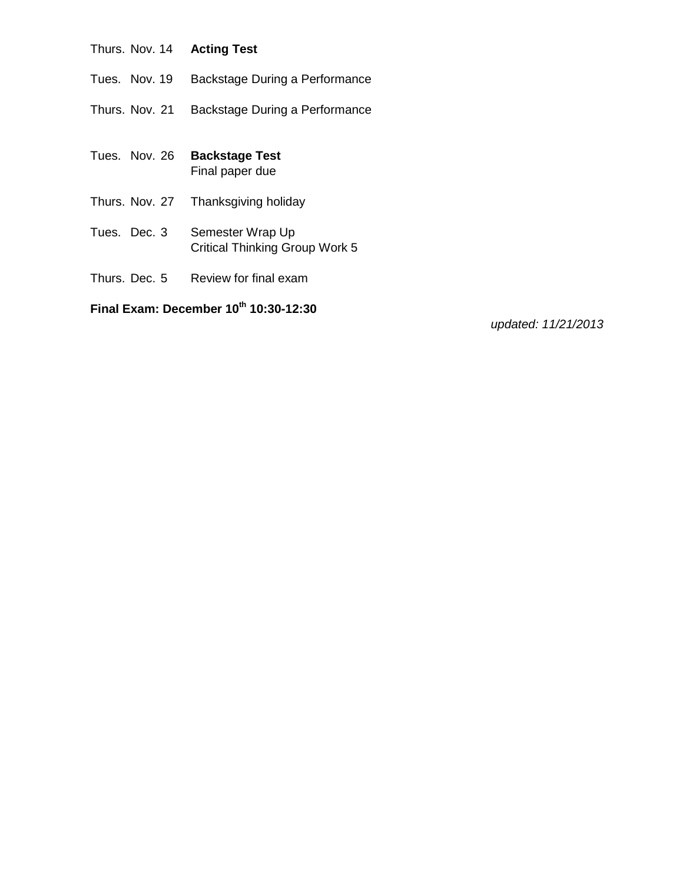| | |
|---|---|
| Thurs. Nov. 14 | **Acting Test** |
| Tues. Nov. 19 | Backstage During a Performance |
| Thurs. Nov. 21 | Backstage During a Performance |
| Tues. Nov. 26 | **Backstage Test**<br>Final paper due |
| Thurs. Nov. 27 | Thanksgiving holiday |
| Tues. Dec. 3 | Semester Wrap Up<br>Critical Thinking Group Work 5 |
| Thurs. Dec. 5 | Review for final exam |

**Final Exam: December 10th 10:30-12:30**

*updated: 11/21/2013*